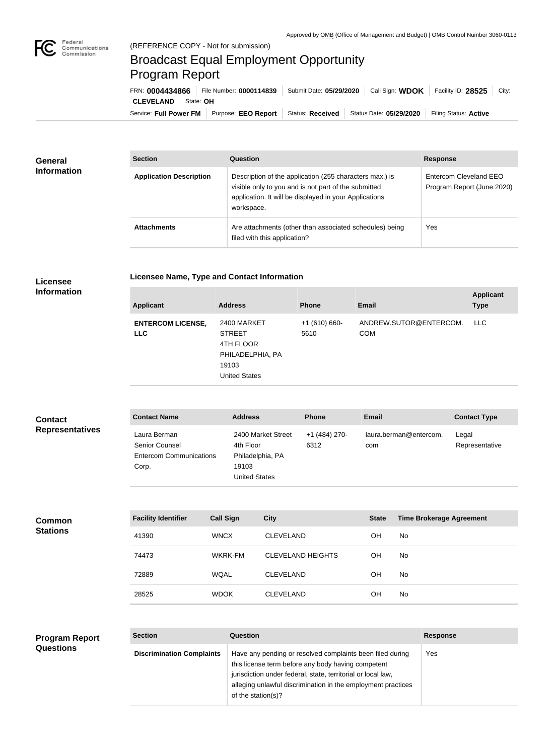Approved by OMB (Office of Management and Budget) | OMB Control Number 3060-0113

(REFERENCE COPY - Not for submission)

# Broadcast Equal Employment Opportunity Program Report

FRN: **0004434866** | File Number: **0000114839** | Submit Date: **05/29/2020** | Call Sign: **WDOK** | Facility ID: **28525** | City: **CLEVELAND** | State: **OH**

Service: **Full Power FM** | Purpose: **EEO Report** | Status: **Received** | Status Date: **05/29/2020** | Filing Status: **Active**

## General Information

| Section | Question | Response |
| --- | --- | --- |
| **Application Description** | Description of the application (255 characters max.) is visible only to you and is not part of the submitted application. It will be displayed in your Applications workspace. | Entercom Cleveland EEO Program Report (June 2020) |
| **Attachments** | Are attachments (other than associated schedules) being filed with this application? | Yes |

## Licensee Information

### Licensee Name, Type and Contact Information

| Applicant | Address | Phone | Email | Applicant Type |
| --- | --- | --- | --- | --- |
| **ENTERCOM LICENSE, LLC** | 2400 MARKET STREET 4TH FLOOR PHILADELPHIA, PA 19103 United States | +1 (610) 660-5610 | ANDREW.SUTOR@ENTERCOM.COM | LLC |

## Contact Representatives

| Contact Name | Address | Phone | Email | Contact Type |
| --- | --- | --- | --- | --- |
| Laura Berman Senior Counsel Entercom Communications Corp. | 2400 Market Street 4th Floor Philadelphia, PA 19103 United States | +1 (484) 270-6312 | laura.berman@entercom.com | Legal Representative |

## Common Stations

| Facility Identifier | Call Sign | City | State | Time Brokerage Agreement |
| --- | --- | --- | --- | --- |
| 41390 | WNCX | CLEVELAND | OH | No |
| 74473 | WKRK-FM | CLEVELAND HEIGHTS | OH | No |
| 72889 | WQAL | CLEVELAND | OH | No |
| 28525 | WDOK | CLEVELAND | OH | No |

## Program Report Questions

| Section | Question | Response |
| --- | --- | --- |
| **Discrimination Complaints** | Have any pending or resolved complaints been filed during this license term before any body having competent jurisdiction under federal, state, territorial or local law, alleging unlawful discrimination in the employment practices of the station(s)? | Yes |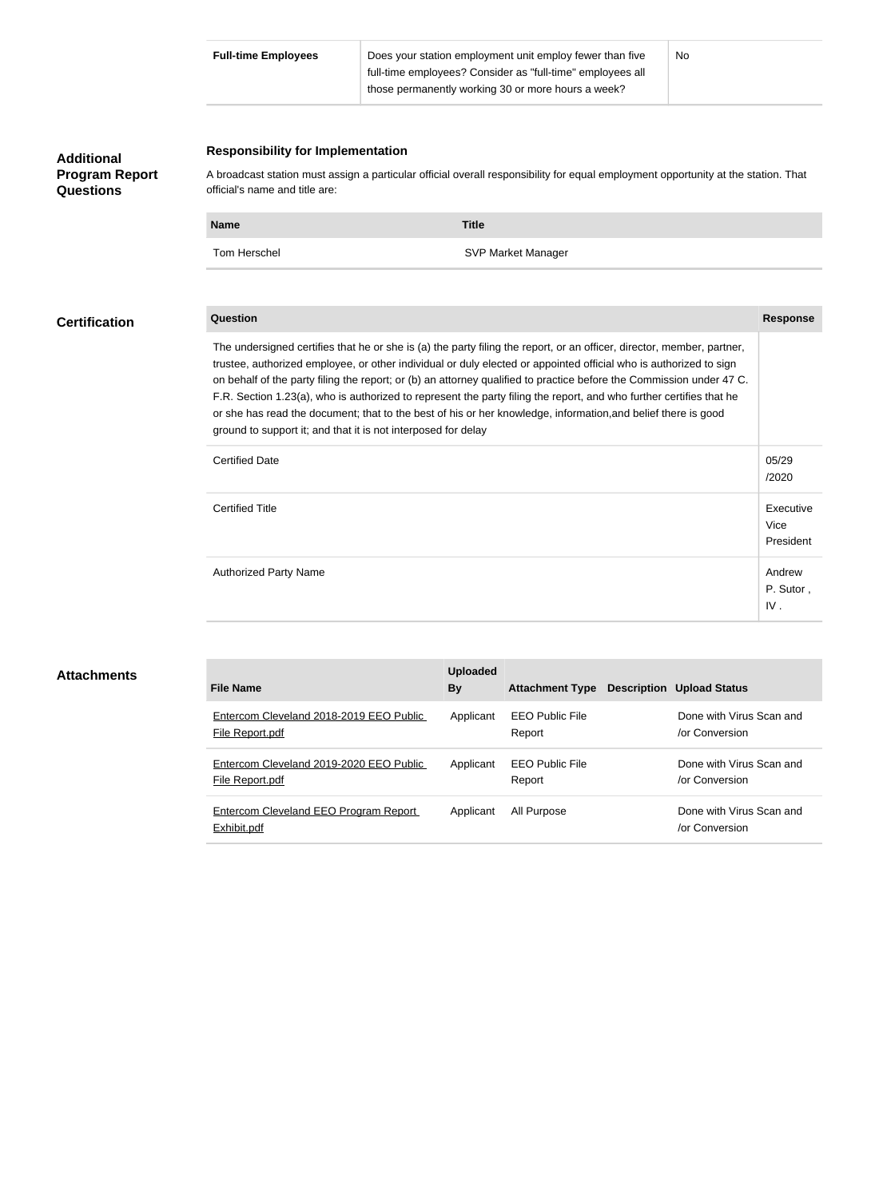| | | |
|---|---|---|
| **Full-time Employees** | Does your station employment unit employ fewer than five full-time employees? Consider as "full-time" employees all those permanently working 30 or more hours a week? | No |

## Additional Program Report Questions

### Responsibility for Implementation

A broadcast station must assign a particular official overall responsibility for equal employment opportunity at the station. That official's name and title are:

| Name | Title |
|---|---|
| Tom Herschel | SVP Market Manager |

## Certification

| Question | Response |
|---|---|
| The undersigned certifies that he or she is (a) the party filing the report, or an officer, director, member, partner, trustee, authorized employee, or other individual or duly elected or appointed official who is authorized to sign on behalf of the party filing the report; or (b) an attorney qualified to practice before the Commission under 47 C.F.R. Section 1.23(a), who is authorized to represent the party filing the report, and who further certifies that he or she has read the document; that to the best of his or her knowledge, information,and belief there is good ground to support it; and that it is not interposed for delay | |
| Certified Date | 05/29/2020 |
| Certified Title | Executive Vice President |
| Authorized Party Name | Andrew P. Sutor , IV . |

## Attachments

| File Name | Uploaded By | Attachment Type | Description | Upload Status |
|---|---|---|---|---|
| Entercom Cleveland 2018-2019 EEO Public File Report.pdf | Applicant | EEO Public File Report | | Done with Virus Scan and /or Conversion |
| Entercom Cleveland 2019-2020 EEO Public File Report.pdf | Applicant | EEO Public File Report | | Done with Virus Scan and /or Conversion |
| Entercom Cleveland EEO Program Report Exhibit.pdf | Applicant | All Purpose | | Done with Virus Scan and /or Conversion |